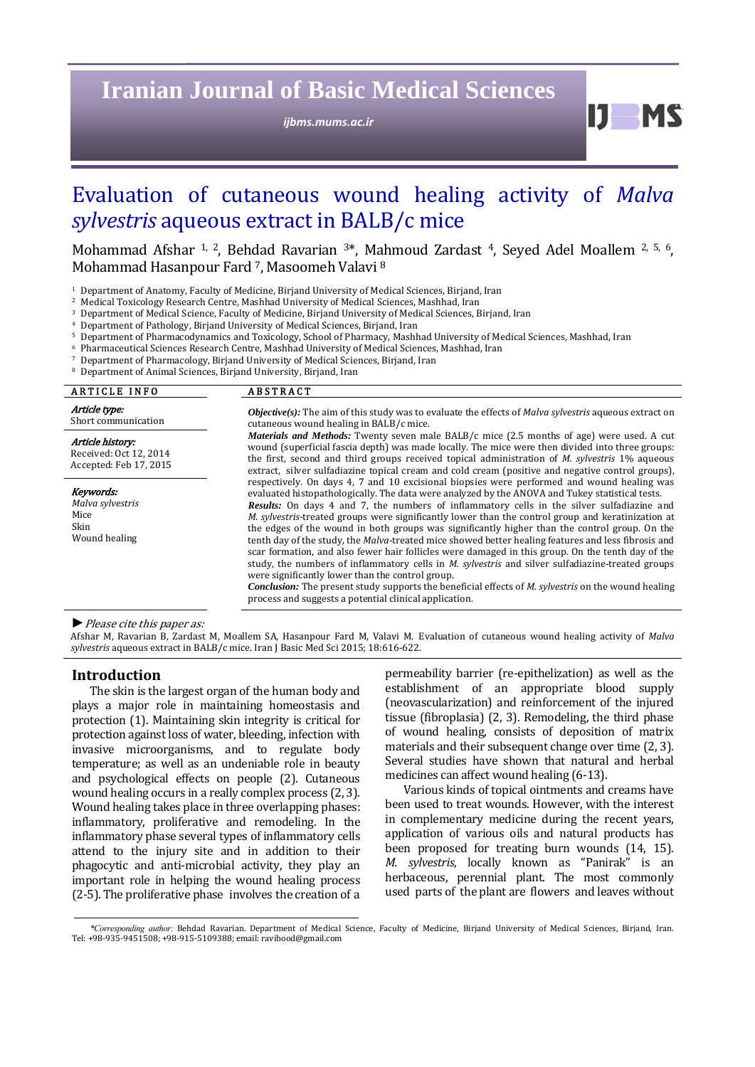# Evaluation of cutaneous wound healing activity of *Malva sylvestris* aqueous extract in BALB/c mice

Mohammad Afshar [1, 2], Behdad Ravarian [3]*, Mahmoud Zardast [4], Seyed Adel Moallem [2, 5, 6], Mohammad Hasanpour Fard [7], Masoomeh Valavi [8]

[1] Department of Anatomy, Faculty of Medicine, Birjand University of Medical Sciences, Birjand, Iran
[2] Medical Toxicology Research Centre, Mashhad University of Medical Sciences, Mashhad, Iran
[3] Department of Medical Science, Faculty of Medicine, Birjand University of Medical Sciences, Birjand, Iran
[4] Department of Pathology, Birjand University of Medical Sciences, Birjand, Iran
[5] Department of Pharmacodynamics and Toxicology, School of Pharmacy, Mashhad University of Medical Sciences, Mashhad, Iran
[6] Pharmaceutical Sciences Research Centre, Mashhad University of Medical Sciences, Mashhad, Iran
[7] Department of Pharmacology, Birjand University of Medical Sciences, Birjand, Iran
[8] Department of Animal Sciences, Birjand University, Birjand, Iran

## ARTICLE INFO

***Article type:***
Short communication

***Article history:***
Received: Oct 12, 2014
Accepted: Feb 17, 2015

***Keywords:***
*Malva sylvestris*
Mice
Skin
Wound healing

## ABSTRACT

***Objective(s):*** The aim of this study was to evaluate the effects of *Malva sylvestris* aqueous extract on cutaneous wound healing in BALB/c mice.

***Materials and Methods:*** Twenty seven male BALB/c mice (2.5 months of age) were used. A cut wound (superficial fascia depth) was made locally. The mice were then divided into three groups: the first, second and third groups received topical administration of *M. sylvestris* 1% aqueous extract, silver sulfadiazine topical cream and cold cream (positive and negative control groups), respectively. On days 4, 7 and 10 excisional biopsies were performed and wound healing was evaluated histopathologically. The data were analyzed by the ANOVA and Tukey statistical tests.

***Results:*** On days 4 and 7, the numbers of inflammatory cells in the silver sulfadiazine and *M. sylvestris*-treated groups were significantly lower than the control group and keratinization at the edges of the wound in both groups was significantly higher than the control group. On the tenth day of the study, the *Malva*-treated mice showed better healing features and less fibrosis and scar formation, and also fewer hair follicles were damaged in this group. On the tenth day of the study, the numbers of inflammatory cells in *M. sylvestris* and silver sulfadiazine-treated groups were significantly lower than the control group.

***Conclusion:*** The present study supports the beneficial effects of *M. sylvestris* on the wound healing process and suggests a potential clinical application.

► *Please cite this paper as:*
Afshar M, Ravarian B, Zardast M, Moallem SA, Hasanpour Fard M, Valavi M. Evaluation of cutaneous wound healing activity of *Malva sylvestris* aqueous extract in BALB/c mice. Iran J Basic Med Sci 2015; 18:616-622.

## Introduction

The skin is the largest organ of the human body and plays a major role in maintaining homeostasis and protection (1). Maintaining skin integrity is critical for protection against loss of water, bleeding, infection with invasive microorganisms, and to regulate body temperature; as well as an undeniable role in beauty and psychological effects on people (2). Cutaneous wound healing occurs in a really complex process (2, 3). Wound healing takes place in three overlapping phases: inflammatory, proliferative and remodeling. In the inflammatory phase several types of inflammatory cells attend to the injury site and in addition to their phagocytic and anti-microbial activity, they play an important role in helping the wound healing process (2-5). The proliferative phase involves the creation of a permeability barrier (re-epithelization) as well as the establishment of an appropriate blood supply (neovascularization) and reinforcement of the injured tissue (fibroplasia) (2, 3). Remodeling, the third phase of wound healing, consists of deposition of matrix materials and their subsequent change over time (2, 3). Several studies have shown that natural and herbal medicines can affect wound healing (6-13).

Various kinds of topical ointments and creams have been used to treat wounds. However, with the interest in complementary medicine during the recent years, application of various oils and natural products has been proposed for treating burn wounds (14, 15). *M. sylvestris*, locally known as "Panirak" is an herbaceous, perennial plant. The most commonly used parts of the plant are flowers and leaves without

*\*Corresponding author:* Behdad Ravarian. Department of Medical Science, Faculty of Medicine, Birjand University of Medical Sciences, Birjand, Iran. Tel: +98-935-9451508; +98-915-5109388; email: ravibood@gmail.com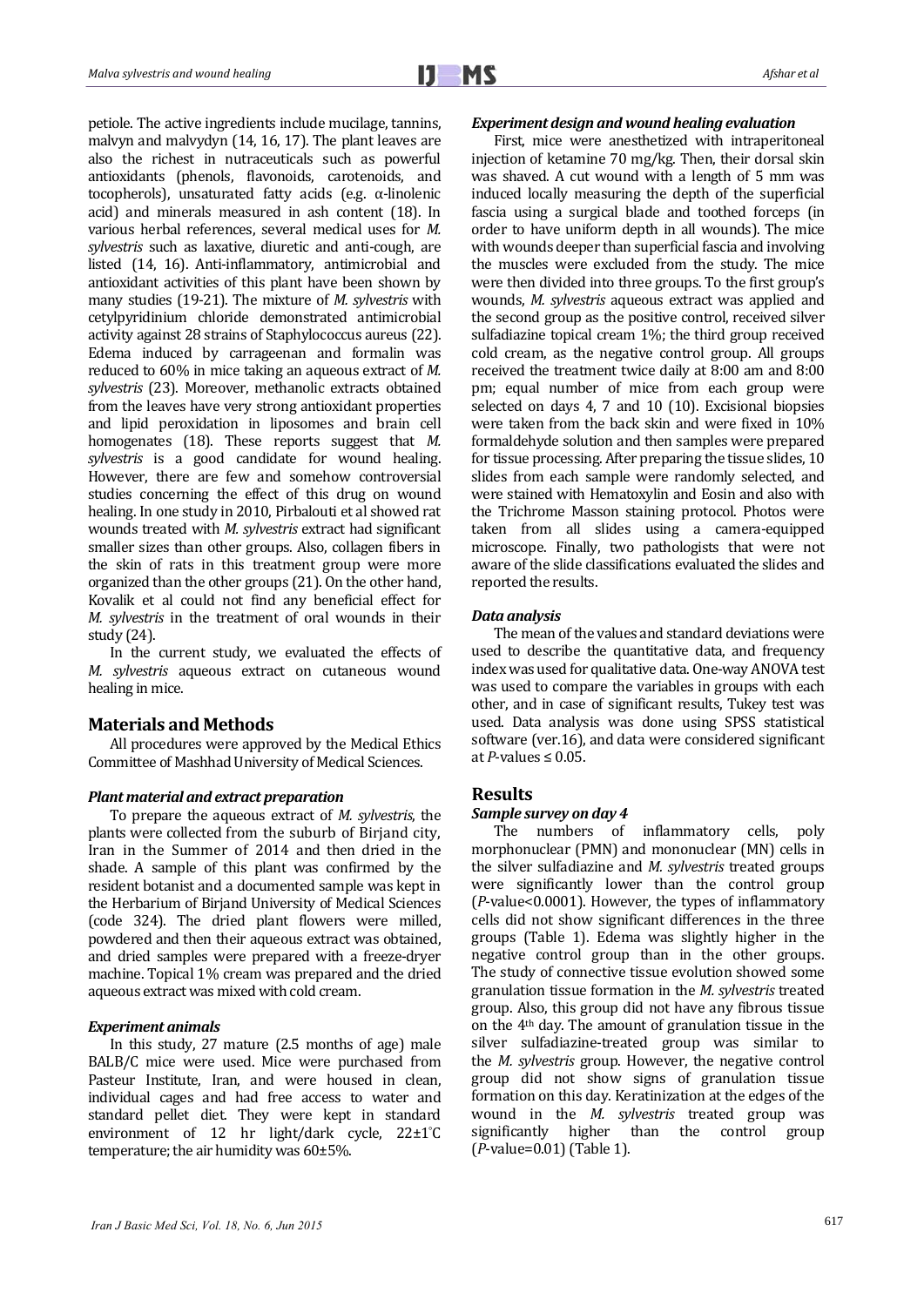petiole. The active ingredients include mucilage, tannins, malvyn and malvydyn (14, 16, 17). The plant leaves are also the richest in nutraceuticals such as powerful antioxidants (phenols, flavonoids, carotenoids, and tocopherols), unsaturated fatty acids (e.g. α-linolenic acid) and minerals measured in ash content (18). In various herbal references, several medical uses for *M. sylvestris* such as laxative, diuretic and anti-cough, are listed (14, 16). Anti-inflammatory, antimicrobial and antioxidant activities of this plant have been shown by many studies (19-21). The mixture of *M. sylvestris* with cetylpyridinium chloride demonstrated antimicrobial activity against 28 strains of Staphylococcus aureus (22). Edema induced by carrageenan and formalin was reduced to 60% in mice taking an aqueous extract of *M. sylvestris* (23). Moreover, methanolic extracts obtained from the leaves have very strong antioxidant properties and lipid peroxidation in liposomes and brain cell homogenates (18). These reports suggest that *M. sylvestris* is a good candidate for wound healing. However, there are few and somehow controversial studies concerning the effect of this drug on wound healing. In one study in 2010, Pirbalouti et al showed rat wounds treated with *M. sylvestris* extract had significant smaller sizes than other groups. Also, collagen fibers in the skin of rats in this treatment group were more organized than the other groups (21). On the other hand, Kovalik et al could not find any beneficial effect for *M. sylvestris* in the treatment of oral wounds in their study (24).

In the current study, we evaluated the effects of *M. sylvestris* aqueous extract on cutaneous wound healing in mice.

## Materials and Methods

All procedures were approved by the Medical Ethics Committee of Mashhad University of Medical Sciences.

### *Plant material and extract preparation*

To prepare the aqueous extract of *M. sylvestris*, the plants were collected from the suburb of Birjand city, Iran in the Summer of 2014 and then dried in the shade. A sample of this plant was confirmed by the resident botanist and a documented sample was kept in the Herbarium of Birjand University of Medical Sciences (code 324). The dried plant flowers were milled, powdered and then their aqueous extract was obtained, and dried samples were prepared with a freeze-dryer machine. Topical 1% cream was prepared and the dried aqueous extract was mixed with cold cream.

### *Experiment animals*

In this study, 27 mature (2.5 months of age) male BALB/C mice were used. Mice were purchased from Pasteur Institute, Iran, and were housed in clean, individual cages and had free access to water and standard pellet diet. They were kept in standard environment of 12 hr light/dark cycle, 22±1°C temperature; the air humidity was 60±5%.

### *Experiment design and wound healing evaluation*

First, mice were anesthetized with intraperitoneal injection of ketamine 70 mg/kg. Then, their dorsal skin was shaved. A cut wound with a length of 5 mm was induced locally measuring the depth of the superficial fascia using a surgical blade and toothed forceps (in order to have uniform depth in all wounds). The mice with wounds deeper than superficial fascia and involving the muscles were excluded from the study. The mice were then divided into three groups. To the first group's wounds, *M. sylvestris* aqueous extract was applied and the second group as the positive control, received silver sulfadiazine topical cream 1%; the third group received cold cream, as the negative control group. All groups received the treatment twice daily at 8:00 am and 8:00 pm; equal number of mice from each group were selected on days 4, 7 and 10 (10). Excisional biopsies were taken from the back skin and were fixed in 10% formaldehyde solution and then samples were prepared for tissue processing. After preparing the tissue slides, 10 slides from each sample were randomly selected, and were stained with Hematoxylin and Eosin and also with the Trichrome Masson staining protocol. Photos were taken from all slides using a camera-equipped microscope. Finally, two pathologists that were not aware of the slide classifications evaluated the slides and reported the results.

### *Data analysis*

The mean of the values and standard deviations were used to describe the quantitative data, and frequency index was used for qualitative data. One-way ANOVA test was used to compare the variables in groups with each other, and in case of significant results, Tukey test was used. Data analysis was done using SPSS statistical software (ver.16), and data were considered significant at *P*-values ≤ 0.05.

## Results

### *Sample survey on day 4*

The numbers of inflammatory cells, poly morphonuclear (PMN) and mononuclear (MN) cells in the silver sulfadiazine and *M. sylvestris* treated groups were significantly lower than the control group (*P*-value<0.0001). However, the types of inflammatory cells did not show significant differences in the three groups (Table 1). Edema was slightly higher in the negative control group than in the other groups. The study of connective tissue evolution showed some granulation tissue formation in the *M. sylvestris* treated group. Also, this group did not have any fibrous tissue on the 4th day. The amount of granulation tissue in the silver sulfadiazine-treated group was similar to the *M. sylvestris* group. However, the negative control group did not show signs of granulation tissue formation on this day. Keratinization at the edges of the wound in the *M. sylvestris* treated group was significantly higher than the control group (*P*-value=0.01) (Table 1).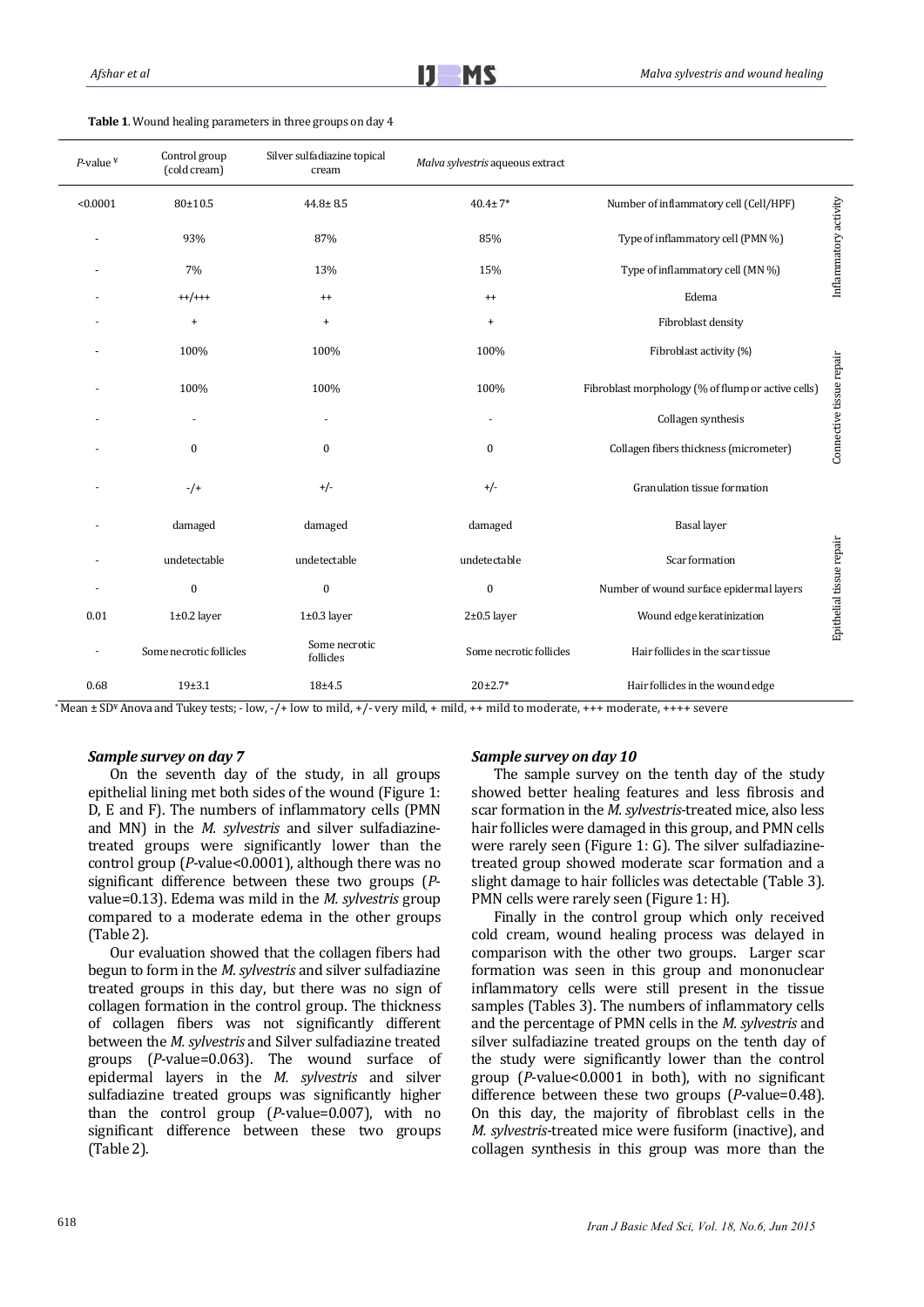**Table 1**. Wound healing parameters in three groups on day 4

| *P*-value ¥ | Control group (cold cream) | Silver sulfadiazine topical cream | *Malva sylvestris* aqueous extract | | |
|---|---|---|---|---|---|
| <0.0001 | 80±10.5 | 44.8± 8.5 | 40.4± 7* | Number of inflammatory cell (Cell/HPF) | Inflammatory activity |
| - | 93% | 87% | 85% | Type of inflammatory cell (PMN %) | |
| - | 7% | 13% | 15% | Type of inflammatory cell (MN %) | |
| - | ++/+++ | ++ | ++ | Edema | |
| - | + | + | + | Fibroblast density | Connective tissue repair |
| - | 100% | 100% | 100% | Fibroblast activity (%) | |
| - | 100% | 100% | 100% | Fibroblast morphology (% of flump or active cells) | |
| - | - | - | - | Collagen synthesis | |
| - | 0 | 0 | 0 | Collagen fibers thickness (micrometer) | |
| - | -/+ | +/- | +/- | Granulation tissue formation | |
| - | damaged | damaged | damaged | Basal layer | Epithelial tissue repair |
| - | undetectable | undetectable | undetectable | Scar formation | |
| - | 0 | 0 | 0 | Number of wound surface epidermal layers | |
| 0.01 | 1±0.2 layer | 1±0.3 layer | 2±0.5 layer | Wound edge keratinization | |
| - | Some necrotic follicles | Some necrotic follicles | Some necrotic follicles | Hair follicles in the scar tissue | |
| 0.68 | 19±3.1 | 18±4.5 | 20±2.7* | Hair follicles in the wound edge | |

* Mean ± SD¥ Anova and Tukey tests; - low, -/+ low to mild, +/- very mild, + mild, ++ mild to moderate, +++ moderate, ++++ severe

### *Sample survey on day 7*

On the seventh day of the study, in all groups epithelial lining met both sides of the wound (Figure 1: D, E and F). The numbers of inflammatory cells (PMN and MN) in the *M. sylvestris* and silver sulfadiazine-treated groups were significantly lower than the control group (*P*-value<0.0001), although there was no significant difference between these two groups (*P*-value=0.13). Edema was mild in the *M. sylvestris* group compared to a moderate edema in the other groups (Table 2).

Our evaluation showed that the collagen fibers had begun to form in the *M. sylvestris* and silver sulfadiazine treated groups in this day, but there was no sign of collagen formation in the control group. The thickness of collagen fibers was not significantly different between the *M. sylvestris* and Silver sulfadiazine treated groups (*P*-value=0.063). The wound surface of epidermal layers in the *M. sylvestris* and silver sulfadiazine treated groups was significantly higher than the control group (*P*-value=0.007), with no significant difference between these two groups (Table 2).

### *Sample survey on day 10*

The sample survey on the tenth day of the study showed better healing features and less fibrosis and scar formation in the *M. sylvestris*-treated mice, also less hair follicles were damaged in this group, and PMN cells were rarely seen (Figure 1: G). The silver sulfadiazine-treated group showed moderate scar formation and a slight damage to hair follicles was detectable (Table 3). PMN cells were rarely seen (Figure 1: H).

Finally in the control group which only received cold cream, wound healing process was delayed in comparison with the other two groups. Larger scar formation was seen in this group and mononuclear inflammatory cells were still present in the tissue samples (Tables 3). The numbers of inflammatory cells and the percentage of PMN cells in the *M. sylvestris* and silver sulfadiazine treated groups on the tenth day of the study were significantly lower than the control group (*P*-value<0.0001 in both), with no significant difference between these two groups (*P*-value=0.48). On this day, the majority of fibroblast cells in the *M. sylvestris*-treated mice were fusiform (inactive), and collagen synthesis in this group was more than the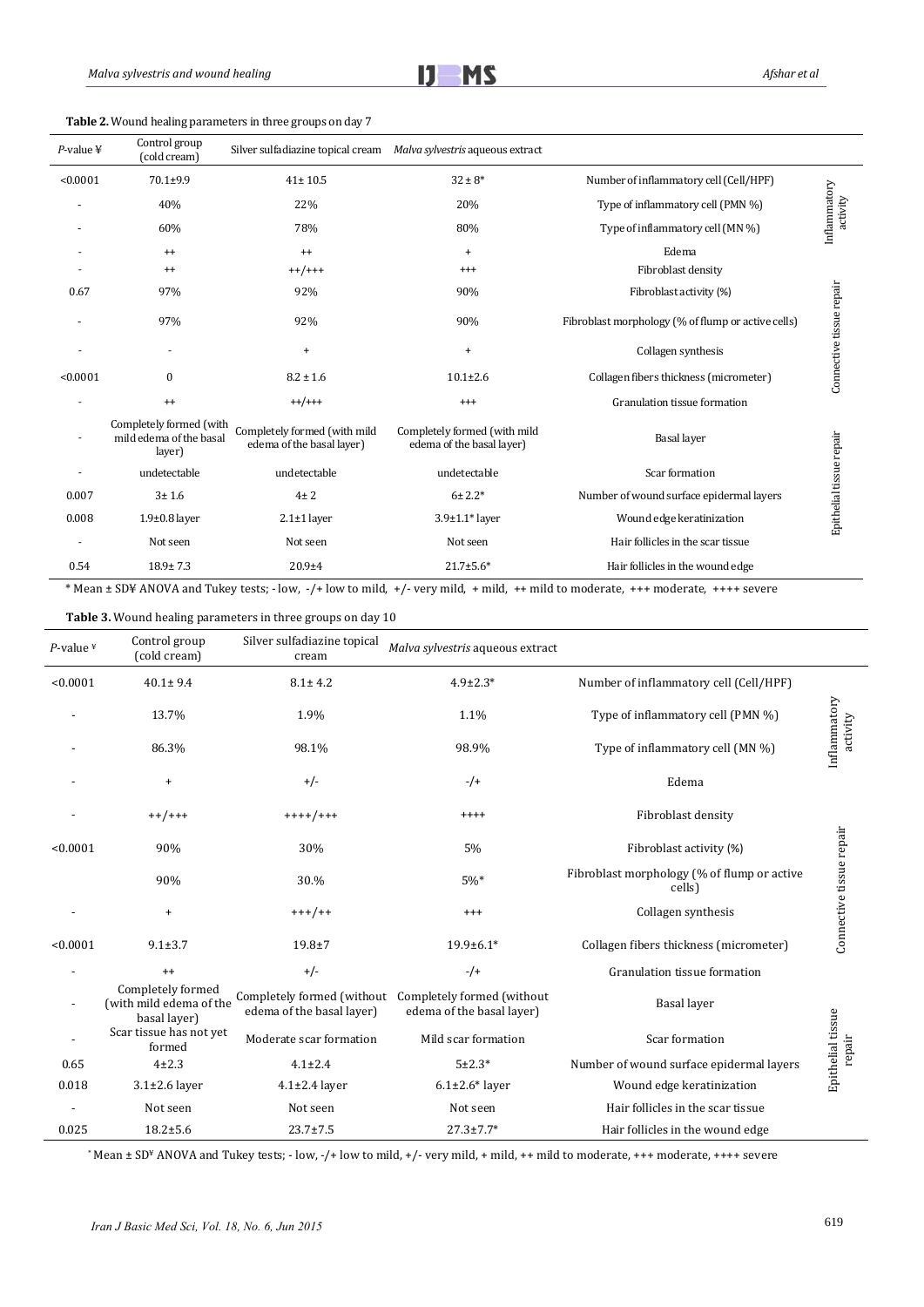**Table 2.** Wound healing parameters in three groups on day 7

| *P*-value ¥ | Control group (cold cream) | Silver sulfadiazine topical cream | *Malva sylvestris* aqueous extract | | |
|---|---|---|---|---|---|
| <0.0001 | 70.1±9.9 | 41± 10.5 | 32 ± 8* | Number of inflammatory cell (Cell/HPF) | Inflammatory activity |
| - | 40% | 22% | 20% | Type of inflammatory cell (PMN %) | |
| - | 60% | 78% | 80% | Type of inflammatory cell (MN %) | |
| - | ++ | ++ | + | Edema | |
| - | ++ | ++/+++ | +++ | Fibroblast density | Connective tissue repair |
| 0.67 | 97% | 92% | 90% | Fibroblast activity (%) | |
| - | 97% | 92% | 90% | Fibroblast morphology (% of flump or active cells) | |
| - | - | + | + | Collagen synthesis | |
| <0.0001 | 0 | 8.2 ± 1.6 | 10.1±2.6 | Collagen fibers thickness (micrometer) | |
| - | ++ | ++/+++ | +++ | Granulation tissue formation | |
| - | Completely formed (with mild edema of the basal layer) | Completely formed (with mild edema of the basal layer) | Completely formed (with mild edema of the basal layer) | Basal layer | Epithelial tissue repair |
| - | undetectable | undetectable | undetectable | Scar formation | |
| 0.007 | 3± 1.6 | 4± 2 | 6± 2.2* | Number of wound surface epidermal layers | |
| 0.008 | 1.9±0.8 layer | 2.1±1 layer | 3.9±1.1* layer | Wound edge keratinization | |
| - | Not seen | Not seen | Not seen | Hair follicles in the scar tissue | |
| 0.54 | 18.9± 7.3 | 20.9±4 | 21.7±5.6* | Hair follicles in the wound edge | |

\* Mean ± SD¥ ANOVA and Tukey tests; - low, -/+ low to mild, +/- very mild, + mild, ++ mild to moderate, +++ moderate, ++++ severe

**Table 3.** Wound healing parameters in three groups on day 10

| *P*-value ¥ | Control group (cold cream) | Silver sulfadiazine topical cream | *Malva sylvestris* aqueous extract | | |
|---|---|---|---|---|---|
| <0.0001 | 40.1± 9.4 | 8.1± 4.2 | 4.9±2.3* | Number of inflammatory cell (Cell/HPF) | Inflammatory activity |
| - | 13.7% | 1.9% | 1.1% | Type of inflammatory cell (PMN %) | |
| - | 86.3% | 98.1% | 98.9% | Type of inflammatory cell (MN %) | |
| - | + | +/- | -/+ | Edema | |
| - | ++/+++ | ++++/+++ | ++++ | Fibroblast density | Connective tissue repair |
| <0.0001 | 90% | 30% | 5% | Fibroblast activity (%) | |
| | 90% | 30.% | 5%* | Fibroblast morphology (% of flump or active cells) | |
| - | + | +++/++ | +++ | Collagen synthesis | |
| <0.0001 | 9.1±3.7 | 19.8±7 | 19.9±6.1* | Collagen fibers thickness (micrometer) | |
| - | ++ | +/- | -/+ | Granulation tissue formation | |
| - | Completely formed (with mild edema of the basal layer) | Completely formed (without edema of the basal layer) | Completely formed (without edema of the basal layer) | Basal layer | Epithelial tissue repair |
| - | Scar tissue has not yet formed | Moderate scar formation | Mild scar formation | Scar formation | |
| 0.65 | 4±2.3 | 4.1±2.4 | 5±2.3* | Number of wound surface epidermal layers | |
| 0.018 | 3.1±2.6 layer | 4.1±2.4 layer | 6.1±2.6* layer | Wound edge keratinization | |
| - | Not seen | Not seen | Not seen | Hair follicles in the scar tissue | |
| 0.025 | 18.2±5.6 | 23.7±7.5 | 27.3±7.7* | Hair follicles in the wound edge | |

\* Mean ± SD¥ ANOVA and Tukey tests; - low, -/+ low to mild, +/- very mild, + mild, ++ mild to moderate, +++ moderate, ++++ severe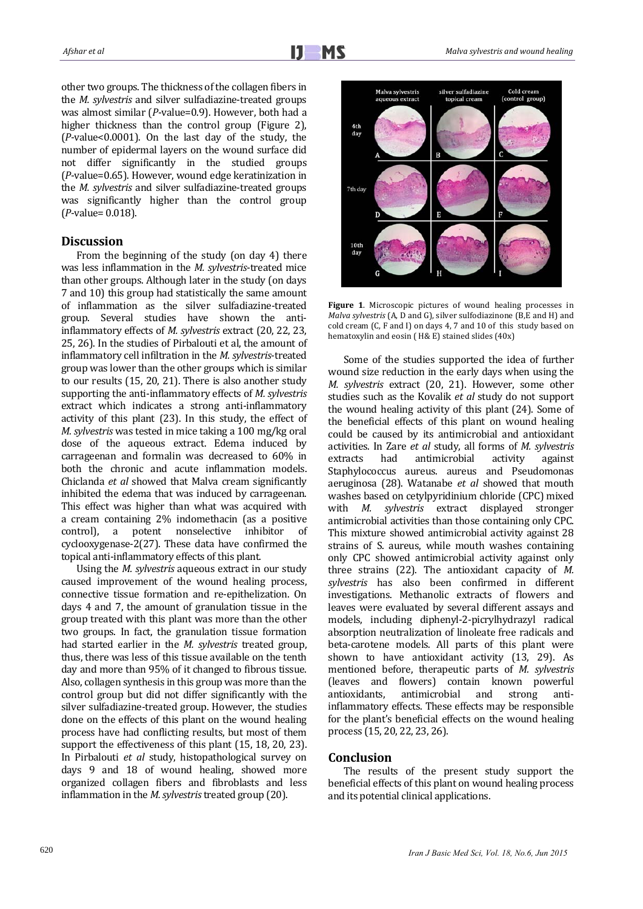other two groups. The thickness of the collagen fibers in the *M. sylvestris* and silver sulfadiazine-treated groups was almost similar (*P*-value=0.9). However, both had a higher thickness than the control group (Figure 2), (*P*-value<0.0001). On the last day of the study, the number of epidermal layers on the wound surface did not differ significantly in the studied groups (*P*-value=0.65). However, wound edge keratinization in the *M. sylvestris* and silver sulfadiazine-treated groups was significantly higher than the control group (*P*-value= 0.018).

## Discussion

From the beginning of the study (on day 4) there was less inflammation in the *M. sylvestris*-treated mice than other groups. Although later in the study (on days 7 and 10) this group had statistically the same amount of inflammation as the silver sulfadiazine-treated group. Several studies have shown the anti-inflammatory effects of *M. sylvestris* extract (20, 22, 23, 25, 26). In the studies of Pirbalouti et al, the amount of inflammatory cell infiltration in the *M. sylvestris*-treated group was lower than the other groups which is similar to our results (15, 20, 21). There is also another study supporting the anti-inflammatory effects of *M. sylvestris* extract which indicates a strong anti-inflammatory activity of this plant (23). In this study, the effect of *M. sylvestris* was tested in mice taking a 100 mg/kg oral dose of the aqueous extract. Edema induced by carrageenan and formalin was decreased to 60% in both the chronic and acute inflammation models. Chiclanda *et al* showed that Malva cream significantly inhibited the edema that was induced by carrageenan. This effect was higher than what was acquired with a cream containing 2% indomethacin (as a positive control), a potent nonselective inhibitor of cyclooxygenase-2(27). These data have confirmed the topical anti-inflammatory effects of this plant.

Using the *M. sylvestris* aqueous extract in our study caused improvement of the wound healing process, connective tissue formation and re-epithelization. On days 4 and 7, the amount of granulation tissue in the group treated with this plant was more than the other two groups. In fact, the granulation tissue formation had started earlier in the *M. sylvestris* treated group, thus, there was less of this tissue available on the tenth day and more than 95% of it changed to fibrous tissue. Also, collagen synthesis in this group was more than the control group but did not differ significantly with the silver sulfadiazine-treated group. However, the studies done on the effects of this plant on the wound healing process have had conflicting results, but most of them support the effectiveness of this plant (15, 18, 20, 23). In Pirbalouti *et al* study, histopathological survey on days 9 and 18 of wound healing, showed more organized collagen fibers and fibroblasts and less inflammation in the *M. sylvestris* treated group (20).

**Figure 1**. Microscopic pictures of wound healing processes in *Malva sylvestris* (A, D and G), silver sulfodiazinone (B,E and H) and cold cream (C, F and I) on days 4, 7 and 10 of this study based on hematoxylin and eosin ( H& E) stained slides (40x)

Some of the studies supported the idea of further wound size reduction in the early days when using the *M. sylvestris* extract (20, 21). However, some other studies such as the Kovalik *et al* study do not support the wound healing activity of this plant (24). Some of the beneficial effects of this plant on wound healing could be caused by its antimicrobial and antioxidant activities. In Zare *et al* study, all forms of *M. sylvestris* extracts had antimicrobial activity against Staphylococcus aureus. aureus and Pseudomonas aeruginosa (28). Watanabe *et al* showed that mouth washes based on cetylpyridinium chloride (CPC) mixed with *M. sylvestris* extract displayed stronger antimicrobial activities than those containing only CPC. This mixture showed antimicrobial activity against 28 strains of S. aureus, while mouth washes containing only CPC showed antimicrobial activity against only three strains (22). The antioxidant capacity of *M. sylvestris* has also been confirmed in different investigations. Methanolic extracts of flowers and leaves were evaluated by several different assays and models, including diphenyl-2-picrylhydrazyl radical absorption neutralization of linoleate free radicals and beta-carotene models. All parts of this plant were shown to have antioxidant activity (13, 29). As mentioned before, therapeutic parts of *M. sylvestris* (leaves and flowers) contain known powerful antioxidants, antimicrobial and strong anti-inflammatory effects. These effects may be responsible for the plant's beneficial effects on the wound healing process (15, 20, 22, 23, 26).

## Conclusion

The results of the present study support the beneficial effects of this plant on wound healing process and its potential clinical applications.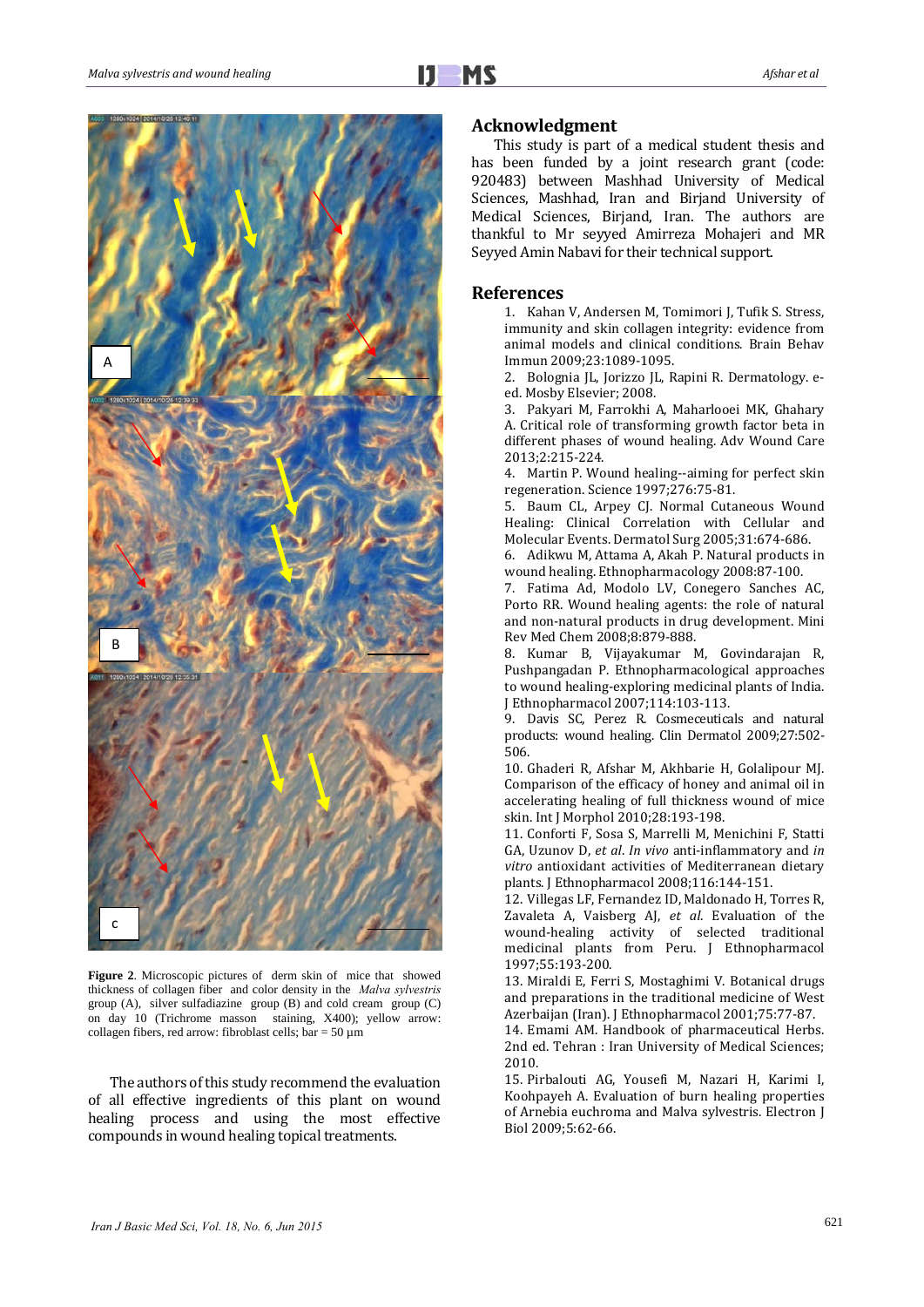**Figure 2**. Microscopic pictures of derm skin of mice that showed thickness of collagen fiber and color density in the *Malva sylvestris* group (A), silver sulfadiazine group (B) and cold cream group (C) on day 10 (Trichrome masson staining, X400); yellow arrow: collagen fibers, red arrow: fibroblast cells; bar = 50 µm

The authors of this study recommend the evaluation of all effective ingredients of this plant on wound healing process and using the most effective compounds in wound healing topical treatments.

## Acknowledgment

This study is part of a medical student thesis and has been funded by a joint research grant (code: 920483) between Mashhad University of Medical Sciences, Mashhad, Iran and Birjand University of Medical Sciences, Birjand, Iran. The authors are thankful to Mr seyyed Amirreza Mohajeri and MR Seyyed Amin Nabavi for their technical support.

## References

1. Kahan V, Andersen M, Tomimori J, Tufik S. Stress, immunity and skin collagen integrity: evidence from animal models and clinical conditions. Brain Behav Immun 2009;23:1089-1095.
2. Bolognia JL, Jorizzo JL, Rapini R. Dermatology. e-ed. Mosby Elsevier; 2008.
3. Pakyari M, Farrokhi A, Maharlooei MK, Ghahary A. Critical role of transforming growth factor beta in different phases of wound healing. Adv Wound Care 2013;2:215-224.
4. Martin P. Wound healing--aiming for perfect skin regeneration. Science 1997;276:75-81.
5. Baum CL, Arpey CJ. Normal Cutaneous Wound Healing: Clinical Correlation with Cellular and Molecular Events. Dermatol Surg 2005;31:674-686.
6. Adikwu M, Attama A, Akah P. Natural products in wound healing. Ethnopharmacology 2008:87-100.
7. Fatima Ad, Modolo LV, Conegero Sanches AC, Porto RR. Wound healing agents: the role of natural and non-natural products in drug development. Mini Rev Med Chem 2008;8:879-888.
8. Kumar B, Vijayakumar M, Govindarajan R, Pushpangadan P. Ethnopharmacological approaches to wound healing-exploring medicinal plants of India. J Ethnopharmacol 2007;114:103-113.
9. Davis SC, Perez R. Cosmeceuticals and natural products: wound healing. Clin Dermatol 2009;27:502-506.
10. Ghaderi R, Afshar M, Akhbarie H, Golalipour MJ. Comparison of the efficacy of honey and animal oil in accelerating healing of full thickness wound of mice skin. Int J Morphol 2010;28:193-198.
11. Conforti F, Sosa S, Marrelli M, Menichini F, Statti GA, Uzunov D, *et al*. *In vivo* anti-inflammatory and *in vitro* antioxidant activities of Mediterranean dietary plants. J Ethnopharmacol 2008;116:144-151.
12. Villegas LF, Fernandez ID, Maldonado H, Torres R, Zavaleta A, Vaisberg AJ, *et al*. Evaluation of the wound-healing activity of selected traditional medicinal plants from Peru. J Ethnopharmacol 1997;55:193-200.
13. Miraldi E, Ferri S, Mostaghimi V. Botanical drugs and preparations in the traditional medicine of West Azerbaijan (Iran). J Ethnopharmacol 2001;75:77-87.
14. Emami AM. Handbook of pharmaceutical Herbs. 2nd ed. Tehran : Iran University of Medical Sciences; 2010.
15. Pirbalouti AG, Yousefi M, Nazari H, Karimi I, Koohpayeh A. Evaluation of burn healing properties of Arnebia euchroma and Malva sylvestris. Electron J Biol 2009;5:62-66.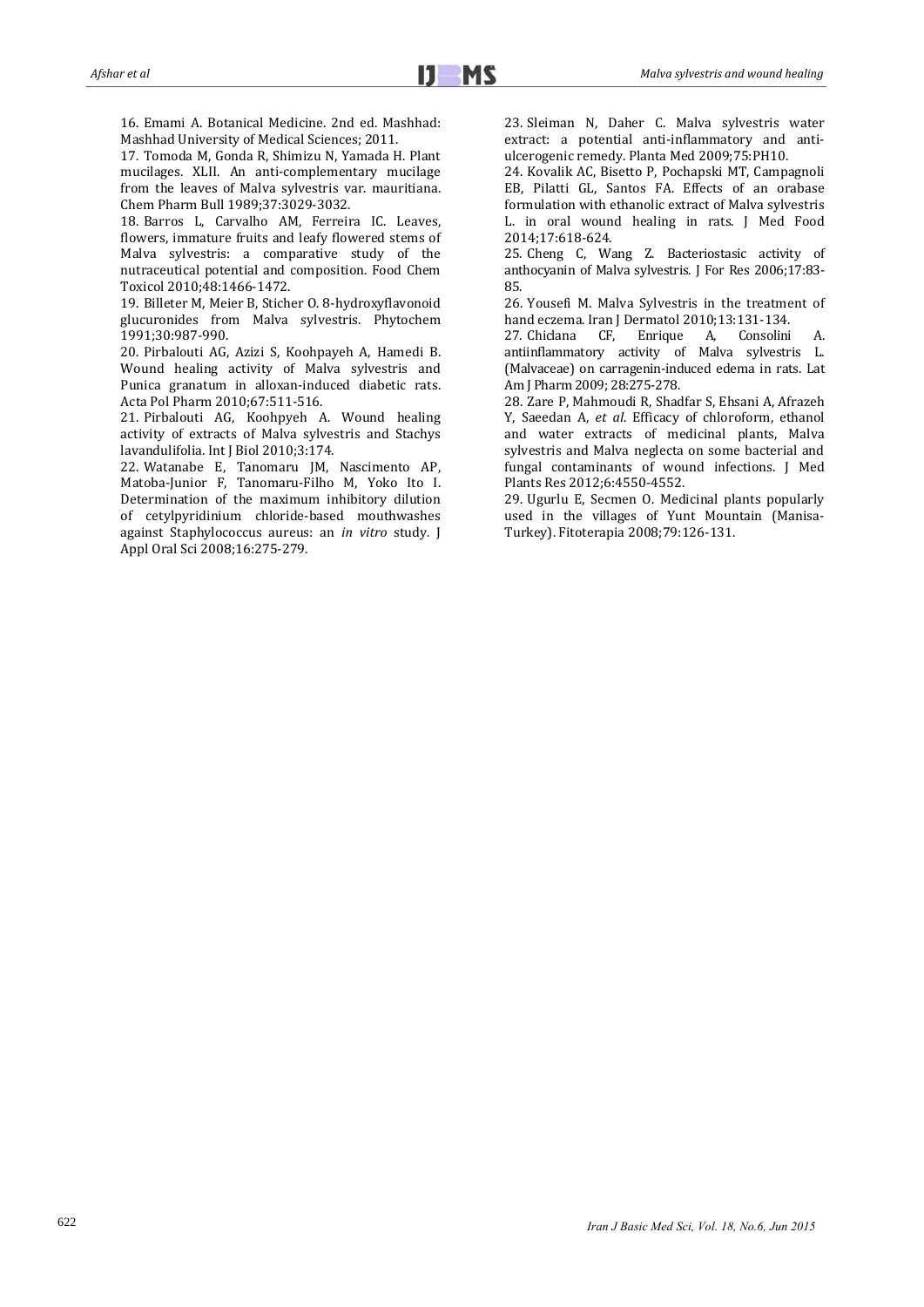16. Emami A. Botanical Medicine. 2nd ed. Mashhad: Mashhad University of Medical Sciences; 2011.

17. Tomoda M, Gonda R, Shimizu N, Yamada H. Plant mucilages. XLII. An anti-complementary mucilage from the leaves of Malva sylvestris var. mauritiana. Chem Pharm Bull 1989;37:3029-3032.

18. Barros L, Carvalho AM, Ferreira IC. Leaves, flowers, immature fruits and leafy flowered stems of Malva sylvestris: a comparative study of the nutraceutical potential and composition. Food Chem Toxicol 2010;48:1466-1472.

19. Billeter M, Meier B, Sticher O. 8-hydroxyflavonoid glucuronides from Malva sylvestris. Phytochem 1991;30:987-990.

20. Pirbalouti AG, Azizi S, Koohpayeh A, Hamedi B. Wound healing activity of Malva sylvestris and Punica granatum in alloxan-induced diabetic rats. Acta Pol Pharm 2010;67:511-516.

21. Pirbalouti AG, Koohpyeh A. Wound healing activity of extracts of Malva sylvestris and Stachys lavandulifolia. Int J Biol 2010;3:174.

22. Watanabe E, Tanomaru JM, Nascimento AP, Matoba-Junior F, Tanomaru-Filho M, Yoko Ito I. Determination of the maximum inhibitory dilution of cetylpyridinium chloride-based mouthwashes against Staphylococcus aureus: an *in vitro* study. J Appl Oral Sci 2008;16:275-279.

23. Sleiman N, Daher C. Malva sylvestris water extract: a potential anti-inflammatory and anti-ulcerogenic remedy. Planta Med 2009;75:PH10.

24. Kovalik AC, Bisetto P, Pochapski MT, Campagnoli EB, Pilatti GL, Santos FA. Effects of an orabase formulation with ethanolic extract of Malva sylvestris L. in oral wound healing in rats. J Med Food 2014;17:618-624.

25. Cheng C, Wang Z. Bacteriostasic activity of anthocyanin of Malva sylvestris. J For Res 2006;17:83-85.

26. Yousefi M. Malva Sylvestris in the treatment of hand eczema. Iran J Dermatol 2010;13:131-134.

27. Chiclana CF, Enrique A, Consolini A. antiinflammatory activity of Malva sylvestris L. (Malvaceae) on carragenin-induced edema in rats. Lat Am J Pharm 2009; 28:275-278.

28. Zare P, Mahmoudi R, Shadfar S, Ehsani A, Afrazeh Y, Saeedan A, *et al*. Efficacy of chloroform, ethanol and water extracts of medicinal plants, Malva sylvestris and Malva neglecta on some bacterial and fungal contaminants of wound infections. J Med Plants Res 2012;6:4550-4552.

29. Ugurlu E, Secmen O. Medicinal plants popularly used in the villages of Yunt Mountain (Manisa-Turkey). Fitoterapia 2008;79:126-131.